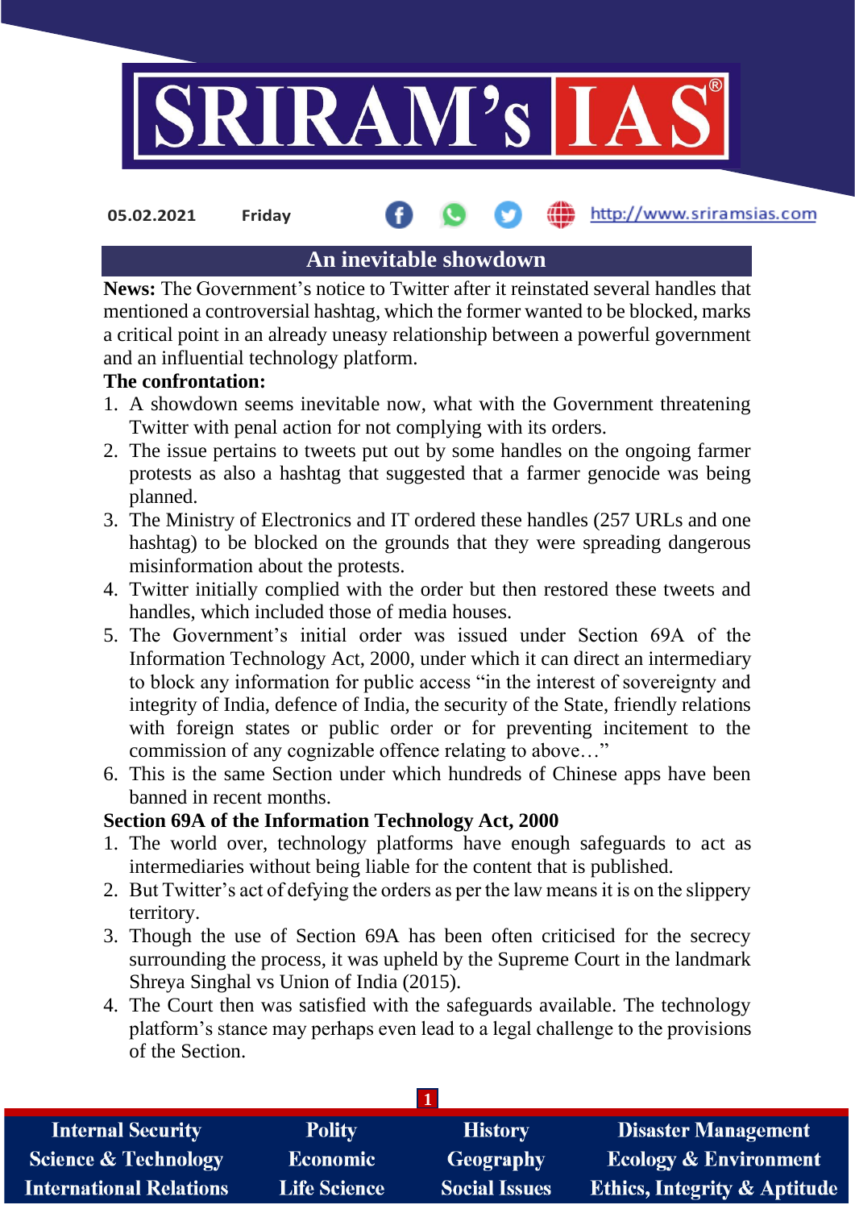05.02.2021 Friday http://www.sriramsias.com

## An inevitable showdown

**News:** The Government's notice to Twitter after it reinstated several handles that mentioned a controversial hashtag, which the former wanted to be blocked, marks a critical point in an already uneasy relationship between a powerful government and an influential technology platform.

**The confrontation:**

1. A showdown seems inevitable now, what with the Government threatening Twitter with penal action for not complying with its orders.
2. The issue pertains to tweets put out by some handles on the ongoing farmer protests as also a hashtag that suggested that a farmer genocide was being planned.
3. The Ministry of Electronics and IT ordered these handles (257 URLs and one hashtag) to be blocked on the grounds that they were spreading dangerous misinformation about the protests.
4. Twitter initially complied with the order but then restored these tweets and handles, which included those of media houses.
5. The Government's initial order was issued under Section 69A of the Information Technology Act, 2000, under which it can direct an intermediary to block any information for public access "in the interest of sovereignty and integrity of India, defence of India, the security of the State, friendly relations with foreign states or public order or for preventing incitement to the commission of any cognizable offence relating to above…"
6. This is the same Section under which hundreds of Chinese apps have been banned in recent months.

**Section 69A of the Information Technology Act, 2000**

1. The world over, technology platforms have enough safeguards to act as intermediaries without being liable for the content that is published.
2. But Twitter's act of defying the orders as per the law means it is on the slippery territory.
3. Though the use of Section 69A has been often criticised for the secrecy surrounding the process, it was upheld by the Supreme Court in the landmark Shreya Singhal vs Union of India (2015).
4. The Court then was satisfied with the safeguards available. The technology platform's stance may perhaps even lead to a legal challenge to the provisions of the Section.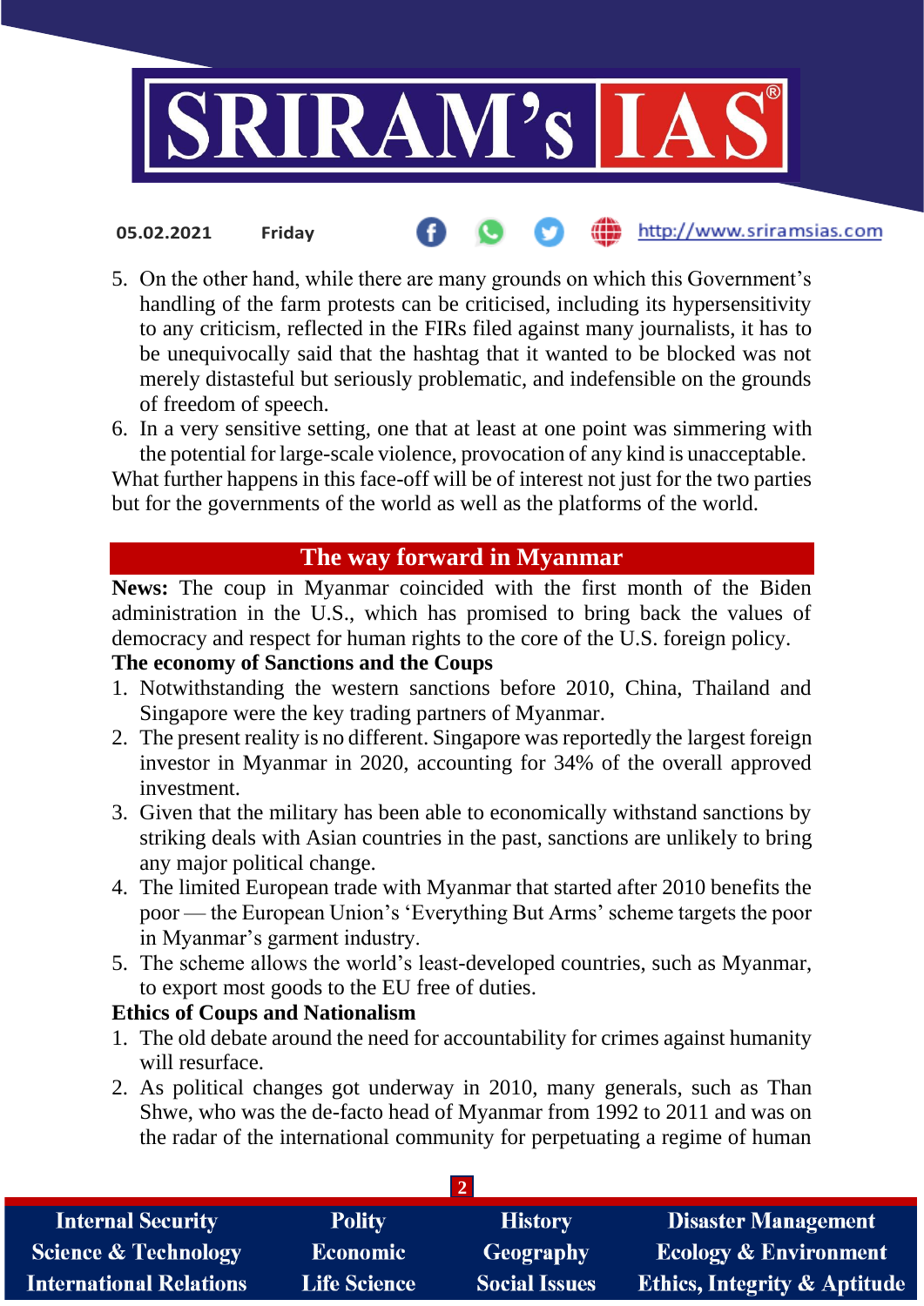5. On the other hand, while there are many grounds on which this Government's handling of the farm protests can be criticised, including its hypersensitivity to any criticism, reflected in the FIRs filed against many journalists, it has to be unequivocally said that the hashtag that it wanted to be blocked was not merely distasteful but seriously problematic, and indefensible on the grounds of freedom of speech.
6. In a very sensitive setting, one that at least at one point was simmering with the potential for large-scale violence, provocation of any kind is unacceptable.

What further happens in this face-off will be of interest not just for the two parties but for the governments of the world as well as the platforms of the world.

## The way forward in Myanmar

**News:** The coup in Myanmar coincided with the first month of the Biden administration in the U.S., which has promised to bring back the values of democracy and respect for human rights to the core of the U.S. foreign policy.

**The economy of Sanctions and the Coups**

1. Notwithstanding the western sanctions before 2010, China, Thailand and Singapore were the key trading partners of Myanmar.
2. The present reality is no different. Singapore was reportedly the largest foreign investor in Myanmar in 2020, accounting for 34% of the overall approved investment.
3. Given that the military has been able to economically withstand sanctions by striking deals with Asian countries in the past, sanctions are unlikely to bring any major political change.
4. The limited European trade with Myanmar that started after 2010 benefits the poor — the European Union's 'Everything But Arms' scheme targets the poor in Myanmar's garment industry.
5. The scheme allows the world's least-developed countries, such as Myanmar, to export most goods to the EU free of duties.

**Ethics of Coups and Nationalism**

1. The old debate around the need for accountability for crimes against humanity will resurface.
2. As political changes got underway in 2010, many generals, such as Than Shwe, who was the de-facto head of Myanmar from 1992 to 2011 and was on the radar of the international community for perpetuating a regime of human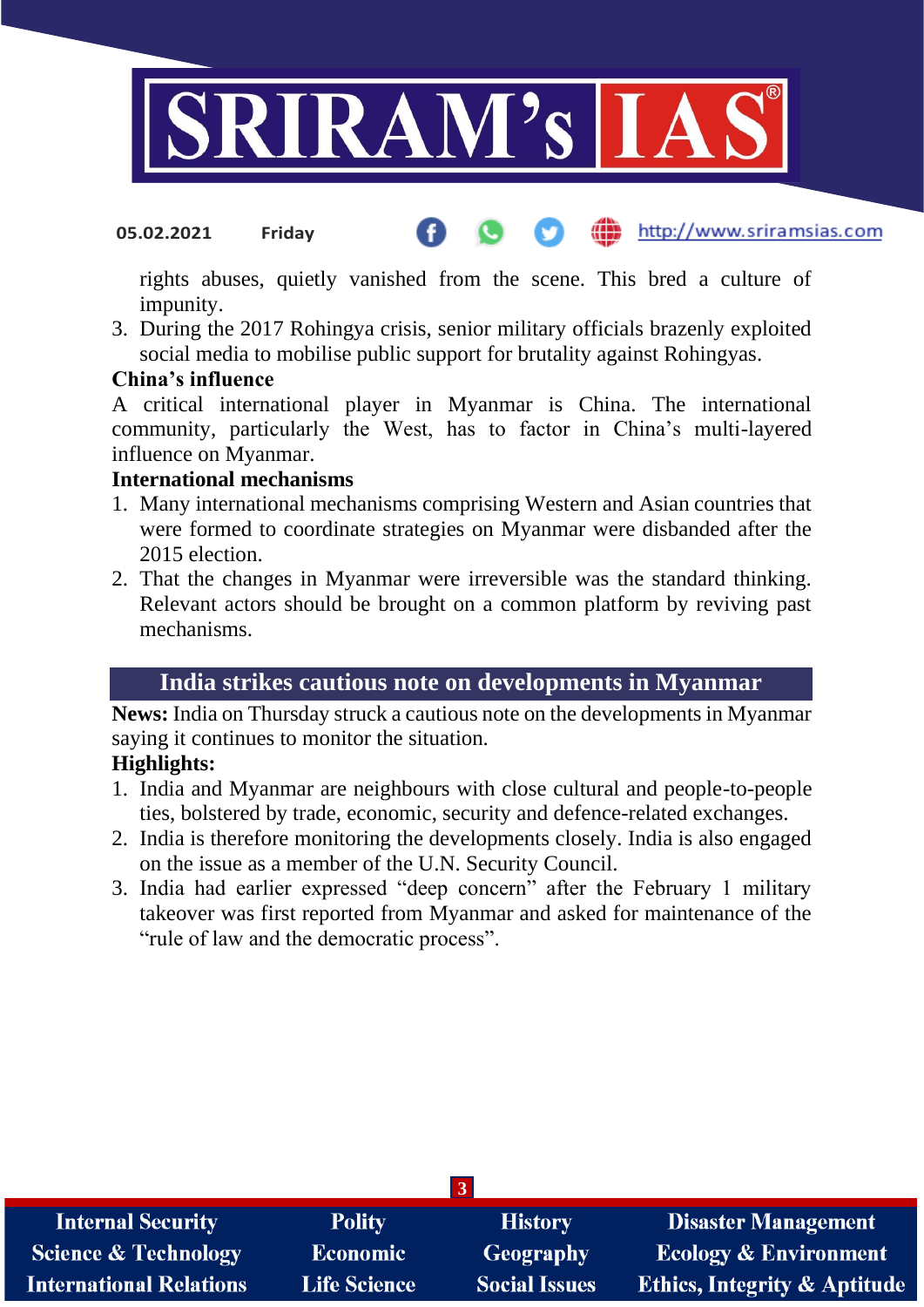rights abuses, quietly vanished from the scene. This bred a culture of impunity.

3. During the 2017 Rohingya crisis, senior military officials brazenly exploited social media to mobilise public support for brutality against Rohingyas.

**China's influence**

A critical international player in Myanmar is China. The international community, particularly the West, has to factor in China's multi-layered influence on Myanmar.

**International mechanisms**

1. Many international mechanisms comprising Western and Asian countries that were formed to coordinate strategies on Myanmar were disbanded after the 2015 election.
2. That the changes in Myanmar were irreversible was the standard thinking. Relevant actors should be brought on a common platform by reviving past mechanisms.

## India strikes cautious note on developments in Myanmar

**News:** India on Thursday struck a cautious note on the developments in Myanmar saying it continues to monitor the situation.

**Highlights:**

1. India and Myanmar are neighbours with close cultural and people-to-people ties, bolstered by trade, economic, security and defence-related exchanges.
2. India is therefore monitoring the developments closely. India is also engaged on the issue as a member of the U.N. Security Council.
3. India had earlier expressed "deep concern" after the February 1 military takeover was first reported from Myanmar and asked for maintenance of the "rule of law and the democratic process".